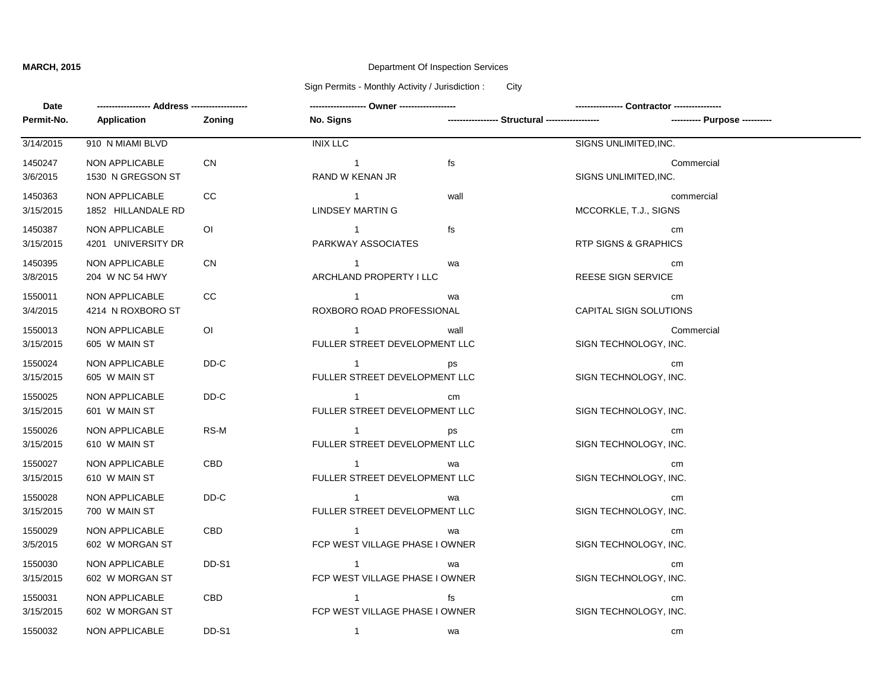**MARCH, 2015**

Department Of Inspection Services

Sign Permits - Monthly Activity / Jurisdiction : City

| Date | Permit-No. | Address | Application | Zoning | Owner | No. Signs | Structural | Contractor | Purpose |
|---|---|---|---|---|---|---|---|---|---|
| 3/14/2015 | 1450247 | 910 N MIAMI BLVD | NON APPLICABLE | CN | INIX LLC | 1 | fs | SIGNS UNLIMITED,INC. | Commercial |
| 3/6/2015 | 1450363 | 1530 N GREGSON ST | NON APPLICABLE | CC | RAND W KENAN JR | 1 | wall | SIGNS UNLIMITED,INC. | commercial |
| 3/15/2015 | 1450387 | 1852 HILLANDALE RD | NON APPLICABLE | OI | LINDSEY MARTIN G | 1 | fs | MCCORKLE, T.J., SIGNS | cm |
| 3/15/2015 | 1450395 | 4201 UNIVERSITY DR | NON APPLICABLE | CN | PARKWAY ASSOCIATES | 1 | wa | RTP SIGNS & GRAPHICS | cm |
| 3/8/2015 | 1550011 | 204 W NC 54 HWY | NON APPLICABLE | CC | ARCHLAND PROPERTY I LLC | 1 | wa | REESE SIGN SERVICE | cm |
| 3/4/2015 | 1550013 | 4214 N ROXBORO ST | NON APPLICABLE | OI | ROXBORO ROAD PROFESSIONAL | 1 | wall | CAPITAL SIGN SOLUTIONS | Commercial |
| 3/15/2015 | 1550024 | 605 W MAIN ST | NON APPLICABLE | DD-C | FULLER STREET DEVELOPMENT LLC | 1 | ps | SIGN TECHNOLOGY, INC. | cm |
| 3/15/2015 | 1550025 | 605 W MAIN ST | NON APPLICABLE | DD-C | FULLER STREET DEVELOPMENT LLC | 1 | cm | SIGN TECHNOLOGY, INC. | |
| 3/15/2015 | 1550026 | 601 W MAIN ST | NON APPLICABLE | RS-M | FULLER STREET DEVELOPMENT LLC | 1 | ps | SIGN TECHNOLOGY, INC. | cm |
| 3/15/2015 | 1550027 | 610 W MAIN ST | NON APPLICABLE | CBD | FULLER STREET DEVELOPMENT LLC | 1 | wa | SIGN TECHNOLOGY, INC. | cm |
| 3/15/2015 | 1550028 | 610 W MAIN ST | NON APPLICABLE | DD-C | FULLER STREET DEVELOPMENT LLC | 1 | wa | SIGN TECHNOLOGY, INC. | cm |
| 3/15/2015 | 1550029 | 700 W MAIN ST | NON APPLICABLE | CBD | FULLER STREET DEVELOPMENT LLC | 1 | wa | SIGN TECHNOLOGY, INC. | cm |
| 3/5/2015 | 1550030 | 602 W MORGAN ST | NON APPLICABLE | DD-S1 | FCP WEST VILLAGE PHASE I OWNER | 1 | wa | SIGN TECHNOLOGY, INC. | cm |
| 3/15/2015 | 1550031 | 602 W MORGAN ST | NON APPLICABLE | CBD | FCP WEST VILLAGE PHASE I OWNER | 1 | fs | SIGN TECHNOLOGY, INC. | cm |
| 3/15/2015 | 1550032 | 602 W MORGAN ST | NON APPLICABLE | DD-S1 | FCP WEST VILLAGE PHASE I OWNER | 1 | wa | SIGN TECHNOLOGY, INC. | cm |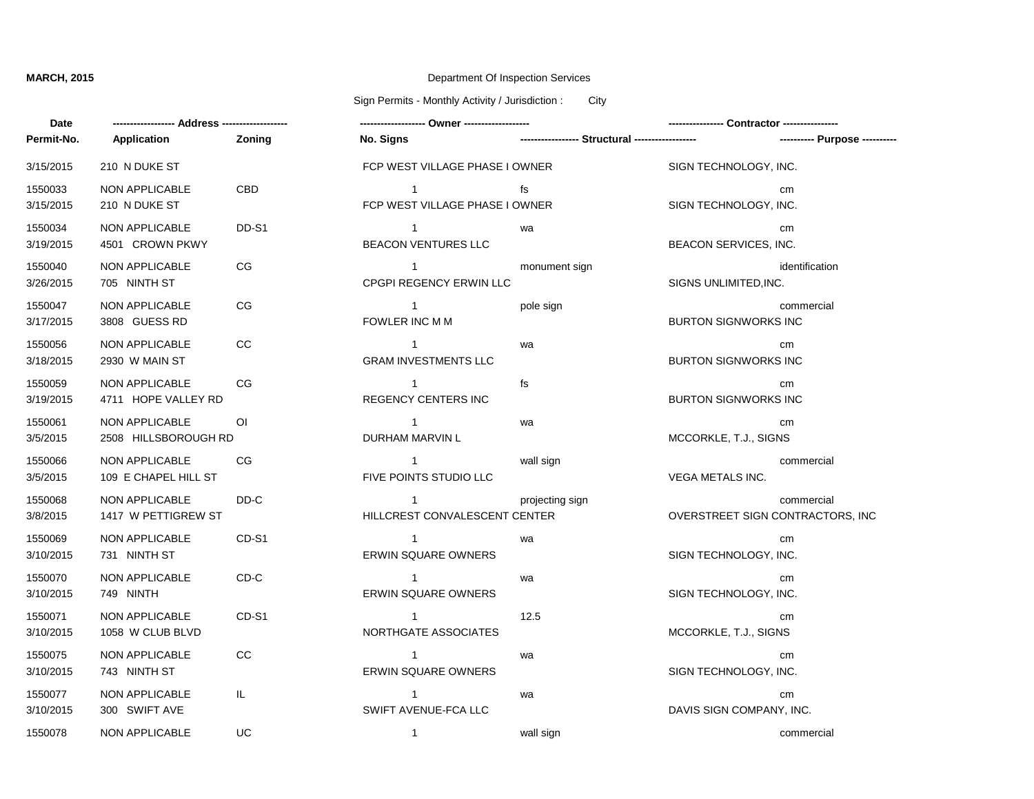| Date / Permit-No. | Address / Application | Zoning | Owner / No. Signs | Structural | Contractor / Purpose |
|---|---|---|---|---|---|
| 3/15/2015 | 210 N DUKE ST | | FCP WEST VILLAGE PHASE I OWNER | | SIGN TECHNOLOGY, INC. |
| 1550033 | NON APPLICABLE | CBD | 1 | fs | cm |
| 3/15/2015 | 210 N DUKE ST | | FCP WEST VILLAGE PHASE I OWNER | | SIGN TECHNOLOGY, INC. |
| 1550034 | NON APPLICABLE | DD-S1 | 1 | wa | cm |
| 3/19/2015 | 4501 CROWN PKWY | | BEACON VENTURES LLC | | BEACON SERVICES, INC. |
| 1550040 | NON APPLICABLE | CG | 1 | monument sign | identification |
| 3/26/2015 | 705 NINTH ST | | CPGPI REGENCY ERWIN LLC | | SIGNS UNLIMITED,INC. |
| 1550047 | NON APPLICABLE | CG | 1 | pole sign | commercial |
| 3/17/2015 | 3808 GUESS RD | | FOWLER INC M M | | BURTON SIGNWORKS INC |
| 1550056 | NON APPLICABLE | CC | 1 | wa | cm |
| 3/18/2015 | 2930 W MAIN ST | | GRAM INVESTMENTS LLC | | BURTON SIGNWORKS INC |
| 1550059 | NON APPLICABLE | CG | 1 | fs | cm |
| 3/19/2015 | 4711 HOPE VALLEY RD | | REGENCY CENTERS INC | | BURTON SIGNWORKS INC |
| 1550061 | NON APPLICABLE | OI | 1 | wa | cm |
| 3/5/2015 | 2508 HILLSBOROUGH RD | | DURHAM MARVIN L | | MCCORKLE, T.J., SIGNS |
| 1550066 | NON APPLICABLE | CG | 1 | wall sign | commercial |
| 3/5/2015 | 109 E CHAPEL HILL ST | | FIVE POINTS STUDIO LLC | | VEGA METALS INC. |
| 1550068 | NON APPLICABLE | DD-C | 1 | projecting sign | commercial |
| 3/8/2015 | 1417 W PETTIGREW ST | | HILLCREST CONVALESCENT CENTER | | OVERSTREET SIGN CONTRACTORS, INC |
| 1550069 | NON APPLICABLE | CD-S1 | 1 | wa | cm |
| 3/10/2015 | 731 NINTH ST | | ERWIN SQUARE OWNERS | | SIGN TECHNOLOGY, INC. |
| 1550070 | NON APPLICABLE | CD-C | 1 | wa | cm |
| 3/10/2015 | 749 NINTH | | ERWIN SQUARE OWNERS | | SIGN TECHNOLOGY, INC. |
| 1550071 | NON APPLICABLE | CD-S1 | 1 | 12.5 | cm |
| 3/10/2015 | 1058 W CLUB BLVD | | NORTHGATE ASSOCIATES | | MCCORKLE, T.J., SIGNS |
| 1550075 | NON APPLICABLE | CC | 1 | wa | cm |
| 3/10/2015 | 743 NINTH ST | | ERWIN SQUARE OWNERS | | SIGN TECHNOLOGY, INC. |
| 1550077 | NON APPLICABLE | IL | 1 | wa | cm |
| 3/10/2015 | 300 SWIFT AVE | | SWIFT AVENUE-FCA LLC | | DAVIS SIGN COMPANY, INC. |
| 1550078 | NON APPLICABLE | UC | 1 | wall sign | commercial |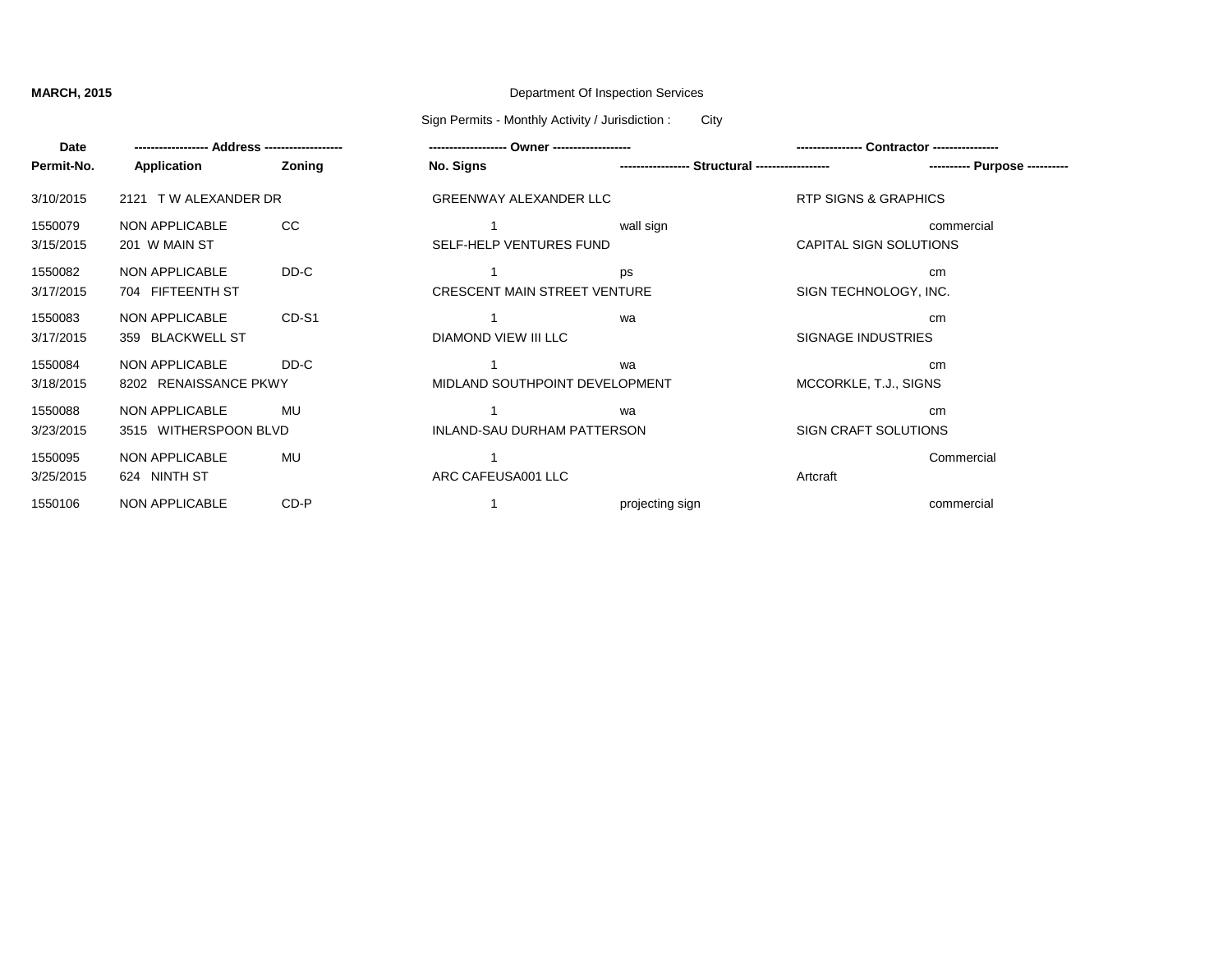**MARCH, 2015**

Department Of Inspection Services

Sign Permits - Monthly Activity / Jurisdiction : City

| Date / Permit-No. | Address / Application | Zoning | Owner / No. Signs | Structural | Contractor / Purpose |
|---|---|---|---|---|---|
| 3/10/2015 | 2121 T W ALEXANDER DR | | GREENWAY ALEXANDER LLC | | RTP SIGNS & GRAPHICS |
| 1550079 | NON APPLICABLE | CC | 1 | wall sign | commercial |
| 3/15/2015 | 201 W MAIN ST | | SELF-HELP VENTURES FUND | | CAPITAL SIGN SOLUTIONS |
| 1550082 | NON APPLICABLE | DD-C | 1 | ps | cm |
| 3/17/2015 | 704 FIFTEENTH ST | | CRESCENT MAIN STREET VENTURE | | SIGN TECHNOLOGY, INC. |
| 1550083 | NON APPLICABLE | CD-S1 | 1 | wa | cm |
| 3/17/2015 | 359 BLACKWELL ST | | DIAMOND VIEW III LLC | | SIGNAGE INDUSTRIES |
| 1550084 | NON APPLICABLE | DD-C | 1 | wa | cm |
| 3/18/2015 | 8202 RENAISSANCE PKWY | | MIDLAND SOUTHPOINT DEVELOPMENT | | MCCORKLE, T.J., SIGNS |
| 1550088 | NON APPLICABLE | MU | 1 | wa | cm |
| 3/23/2015 | 3515 WITHERSPOON BLVD | | INLAND-SAU DURHAM PATTERSON | | SIGN CRAFT SOLUTIONS |
| 1550095 | NON APPLICABLE | MU | 1 | | Commercial |
| 3/25/2015 | 624 NINTH ST | | ARC CAFEUSA001 LLC | | Artcraft |
| 1550106 | NON APPLICABLE | CD-P | 1 | projecting sign | commercial |